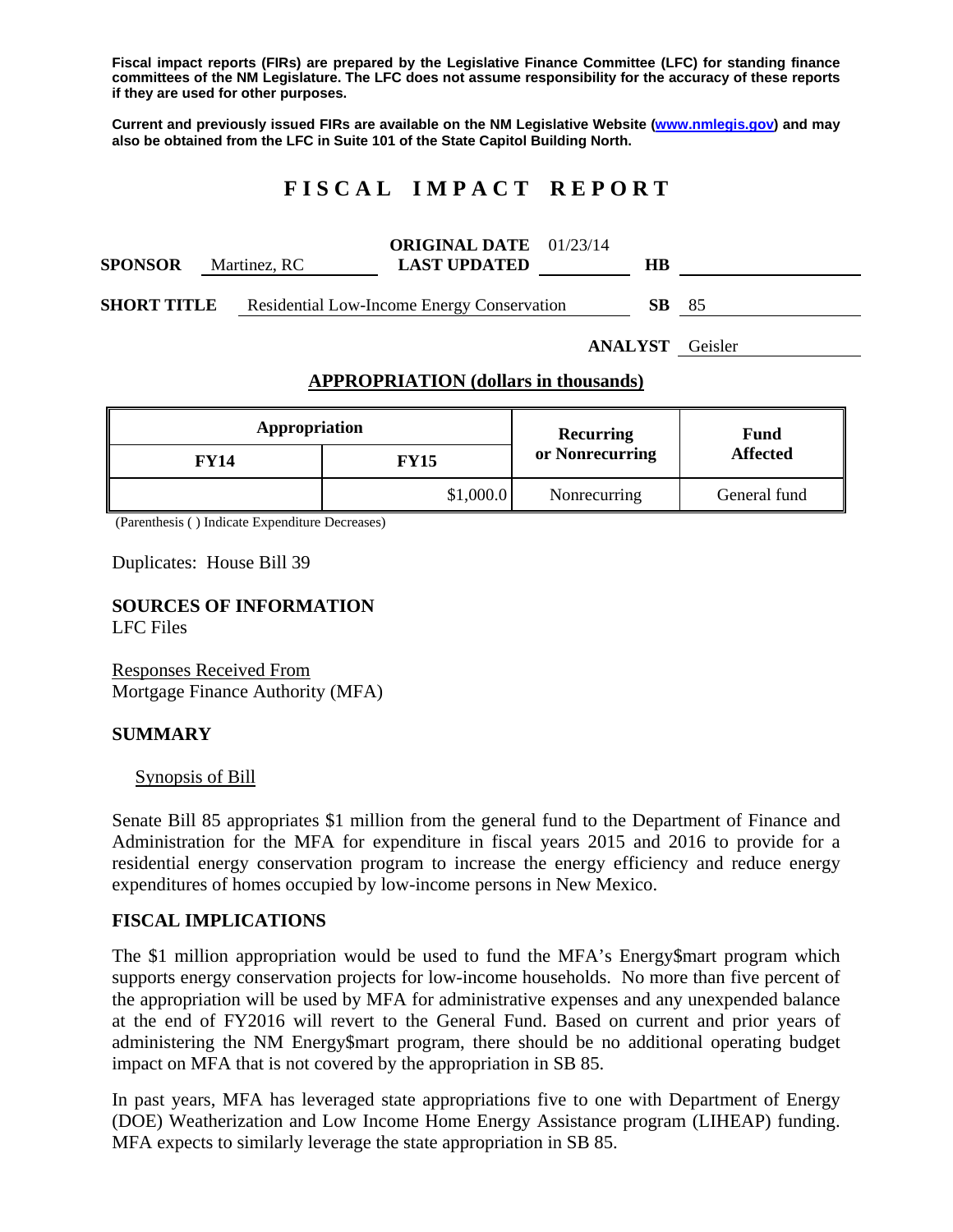**Fiscal impact reports (FIRs) are prepared by the Legislative Finance Committee (LFC) for standing finance committees of the NM Legislature. The LFC does not assume responsibility for the accuracy of these reports if they are used for other purposes.**

**Current and previously issued FIRs are available on the NM Legislative Website (www.nmlegis.gov) and may also be obtained from the LFC in Suite 101 of the State Capitol Building North.**

# FISCAL IMPACT REPORT

**SPONSOR** Martinez, RC **ORIGINAL DATE** 01/23/14 **LAST UPDATED** **HB**

**SHORT TITLE** Residential Low-Income Energy Conservation **SB** 85

**ANALYST** Geisler

## APPROPRIATION (dollars in thousands)

| Appropriation | | Recurring or Nonrecurring | Fund Affected |
|---|---|---|---|
| FY14 | FY15 | | |
| | $1,000.0 | Nonrecurring | General fund |

(Parenthesis ( ) Indicate Expenditure Decreases)

Duplicates: House Bill 39

**SOURCES OF INFORMATION**
LFC Files

Responses Received From
Mortgage Finance Authority (MFA)

## SUMMARY

Synopsis of Bill

Senate Bill 85 appropriates $1 million from the general fund to the Department of Finance and Administration for the MFA for expenditure in fiscal years 2015 and 2016 to provide for a residential energy conservation program to increase the energy efficiency and reduce energy expenditures of homes occupied by low-income persons in New Mexico.

## FISCAL IMPLICATIONS

The $1 million appropriation would be used to fund the MFA's Energy$mart program which supports energy conservation projects for low-income households. No more than five percent of the appropriation will be used by MFA for administrative expenses and any unexpended balance at the end of FY2016 will revert to the General Fund. Based on current and prior years of administering the NM Energy$mart program, there should be no additional operating budget impact on MFA that is not covered by the appropriation in SB 85.

In past years, MFA has leveraged state appropriations five to one with Department of Energy (DOE) Weatherization and Low Income Home Energy Assistance program (LIHEAP) funding. MFA expects to similarly leverage the state appropriation in SB 85.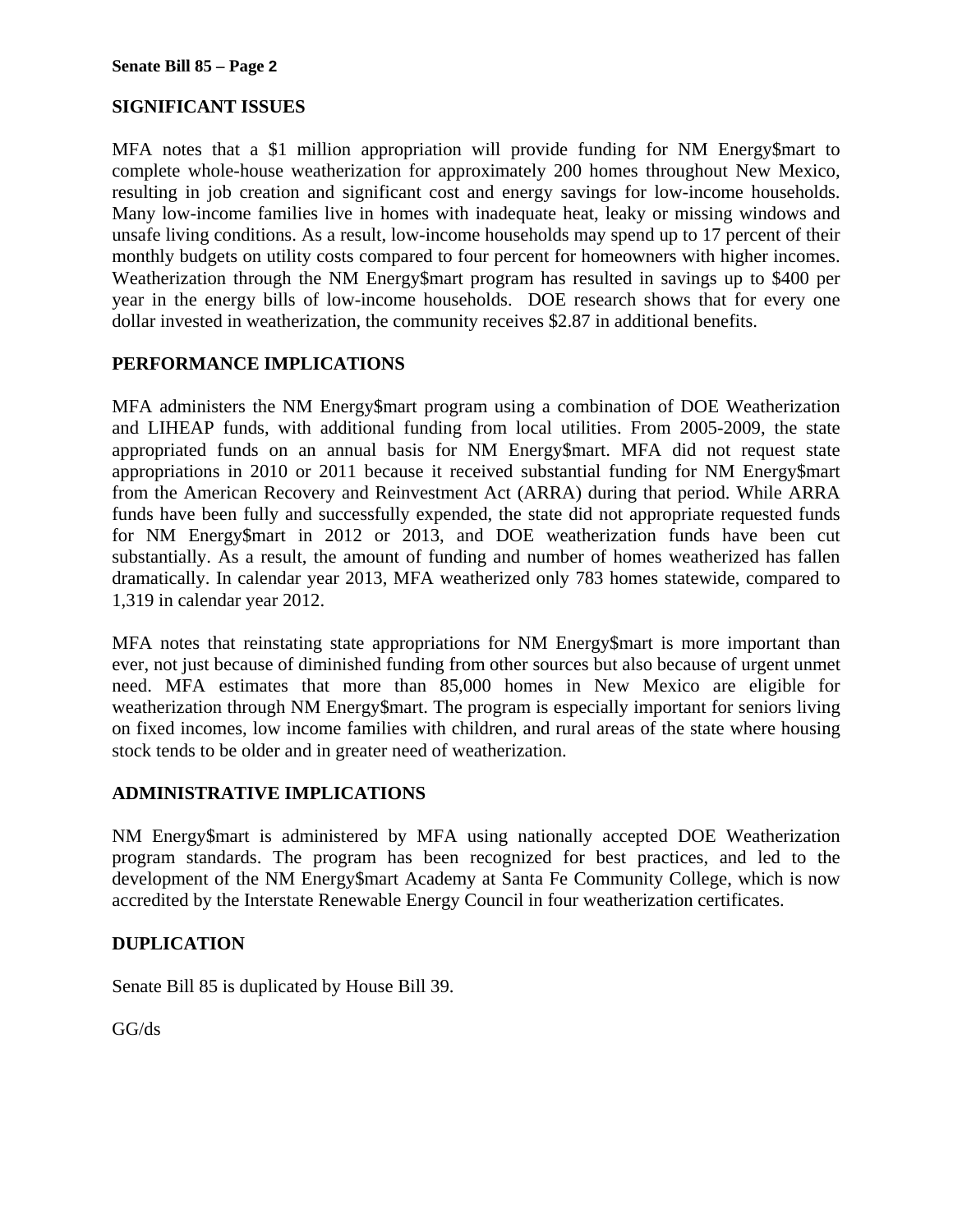## SIGNIFICANT ISSUES

MFA notes that a $1 million appropriation will provide funding for NM Energy$mart to complete whole-house weatherization for approximately 200 homes throughout New Mexico, resulting in job creation and significant cost and energy savings for low-income households. Many low-income families live in homes with inadequate heat, leaky or missing windows and unsafe living conditions. As a result, low-income households may spend up to 17 percent of their monthly budgets on utility costs compared to four percent for homeowners with higher incomes. Weatherization through the NM Energy$mart program has resulted in savings up to $400 per year in the energy bills of low-income households. DOE research shows that for every one dollar invested in weatherization, the community receives $2.87 in additional benefits.

## PERFORMANCE IMPLICATIONS

MFA administers the NM Energy$mart program using a combination of DOE Weatherization and LIHEAP funds, with additional funding from local utilities. From 2005-2009, the state appropriated funds on an annual basis for NM Energy$mart. MFA did not request state appropriations in 2010 or 2011 because it received substantial funding for NM Energy$mart from the American Recovery and Reinvestment Act (ARRA) during that period. While ARRA funds have been fully and successfully expended, the state did not appropriate requested funds for NM Energy$mart in 2012 or 2013, and DOE weatherization funds have been cut substantially. As a result, the amount of funding and number of homes weatherized has fallen dramatically. In calendar year 2013, MFA weatherized only 783 homes statewide, compared to 1,319 in calendar year 2012.

MFA notes that reinstating state appropriations for NM Energy$mart is more important than ever, not just because of diminished funding from other sources but also because of urgent unmet need. MFA estimates that more than 85,000 homes in New Mexico are eligible for weatherization through NM Energy$mart. The program is especially important for seniors living on fixed incomes, low income families with children, and rural areas of the state where housing stock tends to be older and in greater need of weatherization.

## ADMINISTRATIVE IMPLICATIONS

NM Energy$mart is administered by MFA using nationally accepted DOE Weatherization program standards. The program has been recognized for best practices, and led to the development of the NM Energy$mart Academy at Santa Fe Community College, which is now accredited by the Interstate Renewable Energy Council in four weatherization certificates.

## DUPLICATION

Senate Bill 85 is duplicated by House Bill 39.

GG/ds